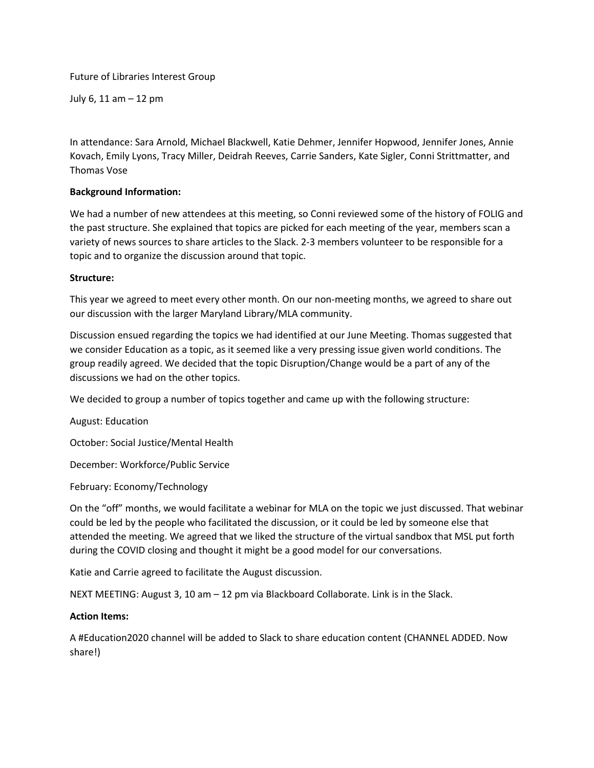Future of Libraries Interest Group

July 6, 11 am – 12 pm

In attendance: Sara Arnold, Michael Blackwell, Katie Dehmer, Jennifer Hopwood, Jennifer Jones, Annie Kovach, Emily Lyons, Tracy Miller, Deidrah Reeves, Carrie Sanders, Kate Sigler, Conni Strittmatter, and Thomas Vose

**Background Information:**

We had a number of new attendees at this meeting, so Conni reviewed some of the history of FOLIG and the past structure. She explained that topics are picked for each meeting of the year, members scan a variety of news sources to share articles to the Slack. 2-3 members volunteer to be responsible for a topic and to organize the discussion around that topic.

**Structure:**

This year we agreed to meet every other month. On our non-meeting months, we agreed to share out our discussion with the larger Maryland Library/MLA community.

Discussion ensued regarding the topics we had identified at our June Meeting. Thomas suggested that we consider Education as a topic, as it seemed like a very pressing issue given world conditions. The group readily agreed. We decided that the topic Disruption/Change would be a part of any of the discussions we had on the other topics.

We decided to group a number of topics together and came up with the following structure:

August: Education

October: Social Justice/Mental Health

December: Workforce/Public Service

February: Economy/Technology

On the "off" months, we would facilitate a webinar for MLA on the topic we just discussed. That webinar could be led by the people who facilitated the discussion, or it could be led by someone else that attended the meeting. We agreed that we liked the structure of the virtual sandbox that MSL put forth during the COVID closing and thought it might be a good model for our conversations.

Katie and Carrie agreed to facilitate the August discussion.

NEXT MEETING: August 3, 10 am – 12 pm via Blackboard Collaborate. Link is in the Slack.

**Action Items:**

A #Education2020 channel will be added to Slack to share education content (CHANNEL ADDED. Now share!)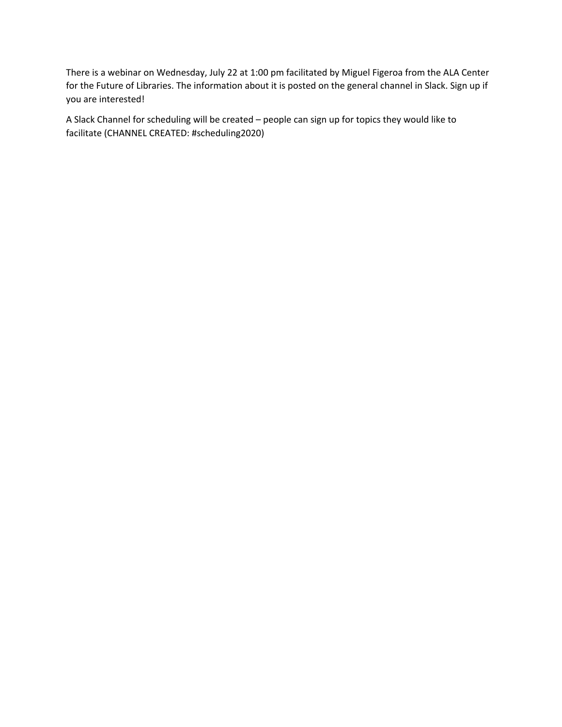There is a webinar on Wednesday, July 22 at 1:00 pm facilitated by Miguel Figeroa from the ALA Center for the Future of Libraries. The information about it is posted on the general channel in Slack. Sign up if you are interested!

A Slack Channel for scheduling will be created – people can sign up for topics they would like to facilitate (CHANNEL CREATED: #scheduling2020)